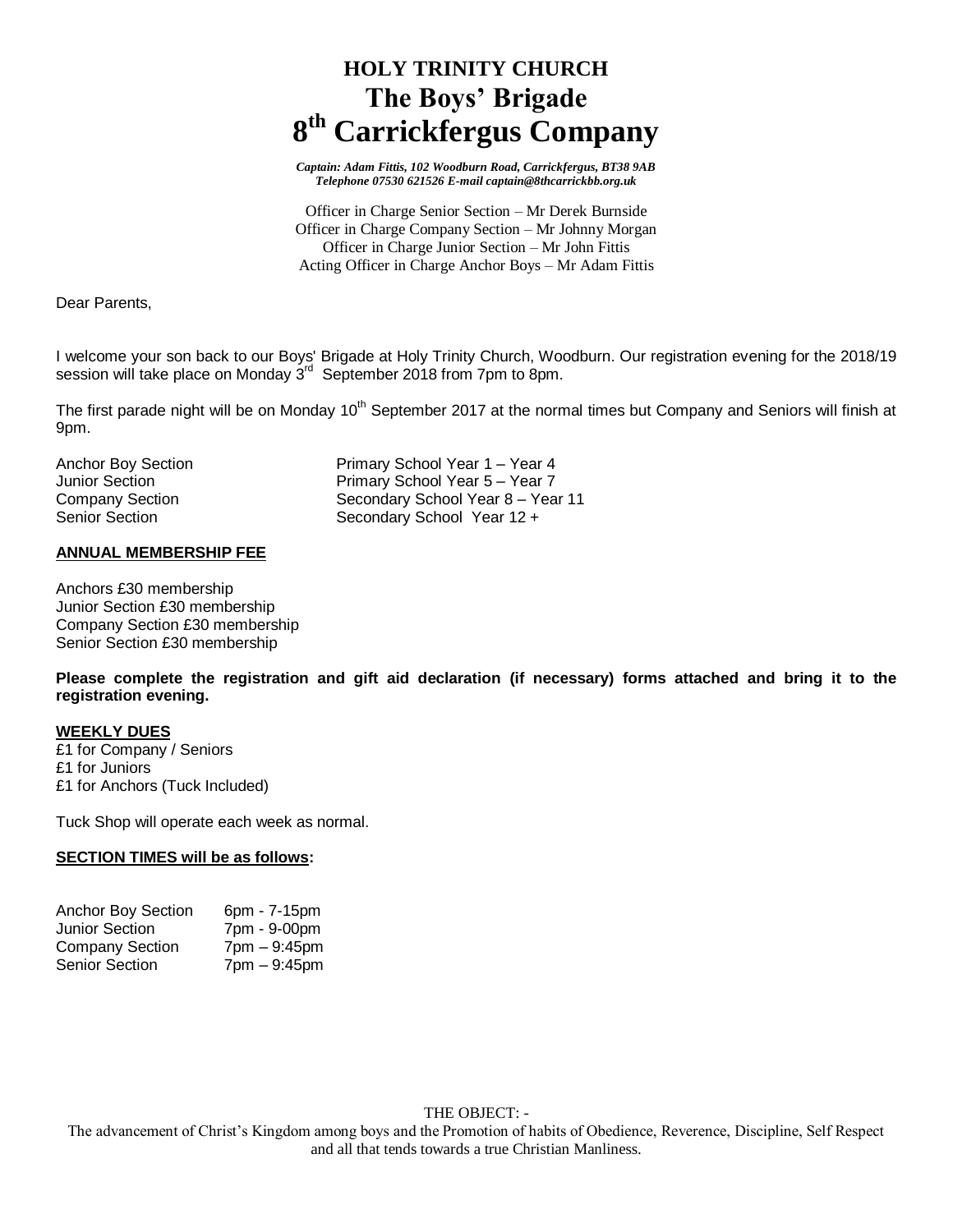# HOLY TRINITY CHURCH
# The Boys' Brigade
# 8th Carrickfergus Company

*Captain: Adam Fittis, 102 Woodburn Road, Carrickfergus, BT38 9AB*
*Telephone 07530 621526 E-mail captain@8thcarrickbb.org.uk*

Officer in Charge Senior Section – Mr Derek Burnside
Officer in Charge Company Section – Mr Johnny Morgan
Officer in Charge Junior Section – Mr John Fittis
Acting Officer in Charge Anchor Boys – Mr Adam Fittis

Dear Parents,

I welcome your son back to our Boys' Brigade at Holy Trinity Church, Woodburn. Our registration evening for the 2018/19 session will take place on Monday 3rd September 2018 from 7pm to 8pm.

The first parade night will be on Monday 10th September 2017 at the normal times but Company and Seniors will finish at 9pm.

| | |
|---|---|
| Anchor Boy Section | Primary School Year 1 – Year 4 |
| Junior Section | Primary School Year 5 – Year 7 |
| Company Section | Secondary School Year 8 – Year 11 |
| Senior Section | Secondary School Year 12 + |

**ANNUAL MEMBERSHIP FEE**

Anchors £30 membership
Junior Section £30 membership
Company Section £30 membership
Senior Section £30 membership

**Please complete the registration and gift aid declaration (if necessary) forms attached and bring it to the registration evening.**

**WEEKLY DUES**

£1 for Company / Seniors
£1 for Juniors
£1 for Anchors (Tuck Included)

Tuck Shop will operate each week as normal.

**SECTION TIMES will be as follows:**

| | |
|---|---|
| Anchor Boy Section | 6pm - 7-15pm |
| Junior Section | 7pm - 9-00pm |
| Company Section | 7pm – 9:45pm |
| Senior Section | 7pm – 9:45pm |

THE OBJECT: -

The advancement of Christ's Kingdom among boys and the Promotion of habits of Obedience, Reverence, Discipline, Self Respect and all that tends towards a true Christian Manliness.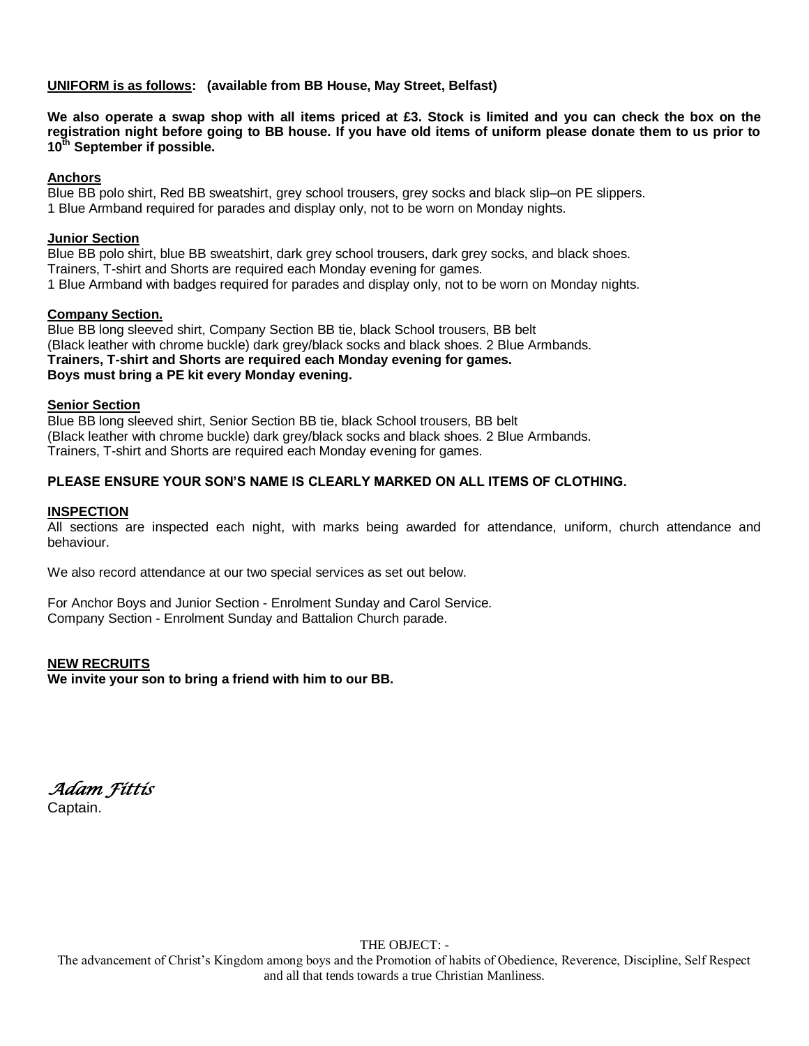**UNIFORM is as follows: (available from BB House, May Street, Belfast)**

**We also operate a swap shop with all items priced at £3. Stock is limited and you can check the box on the registration night before going to BB house. If you have old items of uniform please donate them to us prior to 10th September if possible.**

**Anchors**

Blue BB polo shirt, Red BB sweatshirt, grey school trousers, grey socks and black slip–on PE slippers.
1 Blue Armband required for parades and display only, not to be worn on Monday nights.

**Junior Section**

Blue BB polo shirt, blue BB sweatshirt, dark grey school trousers, dark grey socks, and black shoes.
Trainers, T-shirt and Shorts are required each Monday evening for games.
1 Blue Armband with badges required for parades and display only, not to be worn on Monday nights.

**Company Section.**

Blue BB long sleeved shirt, Company Section BB tie, black School trousers, BB belt
(Black leather with chrome buckle) dark grey/black socks and black shoes. 2 Blue Armbands.
**Trainers, T-shirt and Shorts are required each Monday evening for games.**
**Boys must bring a PE kit every Monday evening.**

**Senior Section**

Blue BB long sleeved shirt, Senior Section BB tie, black School trousers, BB belt
(Black leather with chrome buckle) dark grey/black socks and black shoes. 2 Blue Armbands.
Trainers, T-shirt and Shorts are required each Monday evening for games.

**PLEASE ENSURE YOUR SON'S NAME IS CLEARLY MARKED ON ALL ITEMS OF CLOTHING.**

**INSPECTION**

All sections are inspected each night, with marks being awarded for attendance, uniform, church attendance and behaviour.

We also record attendance at our two special services as set out below.

For Anchor Boys and Junior Section - Enrolment Sunday and Carol Service.
Company Section - Enrolment Sunday and Battalion Church parade.

**NEW RECRUITS**

**We invite your son to bring a friend with him to our BB.**

*Adam Fittis*
Captain.

THE OBJECT: -
The advancement of Christ's Kingdom among boys and the Promotion of habits of Obedience, Reverence, Discipline, Self Respect and all that tends towards a true Christian Manliness.